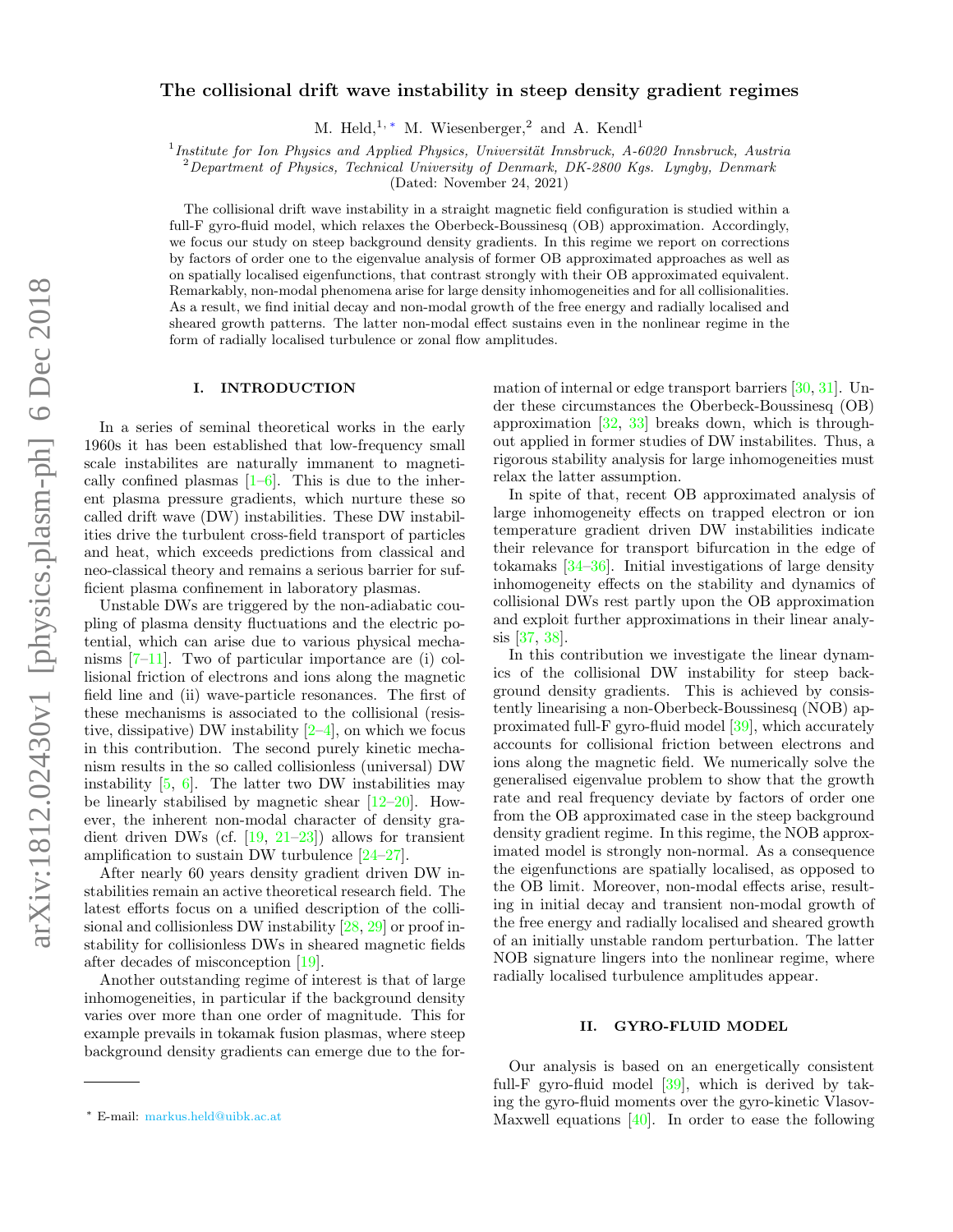# The collisional drift wave instability in steep density gradient regimes

M. Held,[1,*] M. Wiesenberger,[2] and A. Kendl[1]

[1] *Institute for Ion Physics and Applied Physics, Universität Innsbruck, A-6020 Innsbruck, Austria*
[2] *Department of Physics, Technical University of Denmark, DK-2800 Kgs. Lyngby, Denmark*

(Dated: November 24, 2021)

The collisional drift wave instability in a straight magnetic field configuration is studied within a full-F gyro-fluid model, which relaxes the Oberbeck-Boussinesq (OB) approximation. Accordingly, we focus our study on steep background density gradients. In this regime we report on corrections by factors of order one to the eigenvalue analysis of former OB approximated approaches as well as on spatially localised eigenfunctions, that contrast strongly with their OB approximated equivalent. Remarkably, non-modal phenomena arise for large density inhomogeneities and for all collisionalities. As a result, we find initial decay and non-modal growth of the free energy and radially localised and sheared growth patterns. The latter non-modal effect sustains even in the nonlinear regime in the form of radially localised turbulence or zonal flow amplitudes.

## I. INTRODUCTION

In a series of seminal theoretical works in the early 1960s it has been established that low-frequency small scale instabilites are naturally immanent to magnetically confined plasmas [1–6]. This is due to the inherent plasma pressure gradients, which nurture these so called drift wave (DW) instabilities. These DW instabilities drive the turbulent cross-field transport of particles and heat, which exceeds predictions from classical and neo-classical theory and remains a serious barrier for sufficient plasma confinement in laboratory plasmas.

Unstable DWs are triggered by the non-adiabatic coupling of plasma density fluctuations and the electric potential, which can arise due to various physical mechanisms [7–11]. Two of particular importance are (i) collisional friction of electrons and ions along the magnetic field line and (ii) wave-particle resonances. The first of these mechanisms is associated to the collisional (resistive, dissipative) DW instability [2–4], on which we focus in this contribution. The second purely kinetic mechanism results in the so called collisionless (universal) DW instability [5, 6]. The latter two DW instabilities may be linearly stabilised by magnetic shear [12–20]. However, the inherent non-modal character of density gradient driven DWs (cf. [19, 21–23]) allows for transient amplification to sustain DW turbulence [24–27].

After nearly 60 years density gradient driven DW instabilities remain an active theoretical research field. The latest efforts focus on a unified description of the collisional and collisionless DW instability [28, 29] or proof instability for collisionless DWs in sheared magnetic fields after decades of misconception [19].

Another outstanding regime of interest is that of large inhomogeneities, in particular if the background density varies over more than one order of magnitude. This for example prevails in tokamak fusion plasmas, where steep background density gradients can emerge due to the formation of internal or edge transport barriers [30, 31]. Under these circumstances the Oberbeck-Boussinesq (OB) approximation [32, 33] breaks down, which is throughout applied in former studies of DW instabilites. Thus, a rigorous stability analysis for large inhomogeneities must relax the latter assumption.

In spite of that, recent OB approximated analysis of large inhomogeneity effects on trapped electron or ion temperature gradient driven DW instabilities indicate their relevance for transport bifurcation in the edge of tokamaks [34–36]. Initial investigations of large density inhomogeneity effects on the stability and dynamics of collisional DWs rest partly upon the OB approximation and exploit further approximations in their linear analysis [37, 38].

In this contribution we investigate the linear dynamics of the collisional DW instability for steep background density gradients. This is achieved by consistently linearising a non-Oberbeck-Boussinesq (NOB) approximated full-F gyro-fluid model [39], which accurately accounts for collisional friction between electrons and ions along the magnetic field. We numerically solve the generalised eigenvalue problem to show that the growth rate and real frequency deviate by factors of order one from the OB approximated case in the steep background density gradient regime. In this regime, the NOB approximated model is strongly non-normal. As a consequence the eigenfunctions are spatially localised, as opposed to the OB limit. Moreover, non-modal effects arise, resulting in initial decay and transient non-modal growth of the free energy and radially localised and sheared growth of an initially unstable random perturbation. The latter NOB signature lingers into the nonlinear regime, where radially localised turbulence amplitudes appear.

## II. GYRO-FLUID MODEL

Our analysis is based on an energetically consistent full-F gyro-fluid model [39], which is derived by taking the gyro-fluid moments over the gyro-kinetic Vlasov-Maxwell equations [40]. In order to ease the following

* E-mail: markus.held@uibk.ac.at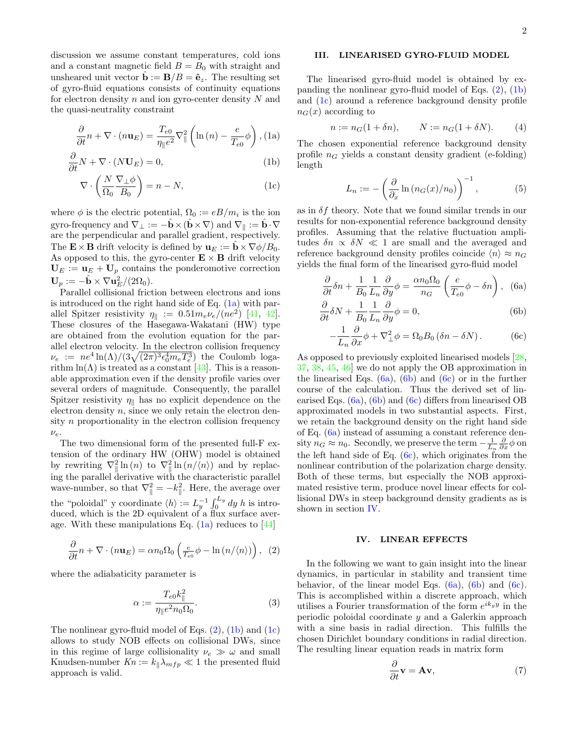discussion we assume constant temperatures, cold ions and a constant magnetic field $B = B_0$ with straight and unsheared unit vector $\hat{\mathbf{b}} := \mathbf{B}/B = \hat{\mathbf{e}}_z$. The resulting set of gyro-fluid equations consists of continuity equations for electron density $n$ and ion gyro-center density $N$ and the quasi-neutrality constraint

$$\frac{\partial}{\partial t} n + \nabla \cdot (n \mathbf{u}_E) = \frac{T_{e0}}{\eta_\parallel e^2} \nabla_\parallel^2 \left( \ln(n) - \frac{e}{T_{e0}} \phi \right), \tag{1a}$$

$$\frac{\partial}{\partial t} N + \nabla \cdot (N \mathbf{U}_E) = 0, \tag{1b}$$

$$\nabla \cdot \left( \frac{N}{\Omega_0} \frac{\nabla_\perp \phi}{B_0} \right) = n - N, \tag{1c}$$

where $\phi$ is the electric potential, $\Omega_0 := eB/m_i$ is the ion gyro-frequency and $\nabla_\perp := -\hat{\mathbf{b}} \times (\hat{\mathbf{b}} \times \nabla)$ and $\nabla_\parallel := \hat{\mathbf{b}} \cdot \nabla$ are the perpendicular and parallel gradient, respectively. The $\mathbf{E} \times \mathbf{B}$ drift velocity is defined by $\mathbf{u}_E := \hat{\mathbf{b}} \times \nabla \phi / B_0$. As opposed to this, the gyro-center $\mathbf{E} \times \mathbf{B}$ drift velocity $\mathbf{U}_E := \mathbf{u}_E + \mathbf{U}_p$ contains the ponderomotive correction $\mathbf{U}_p := -\hat{\mathbf{b}} \times \nabla \mathbf{u}_E^2 / (2\Omega_0)$.

Parallel collisional friction between electrons and ions is introduced on the right hand side of Eq. (1a) with parallel Spitzer resistivity $\eta_\parallel := 0.51 m_e \nu_e / (n e^2)$ [41, 42]. These closures of the Hasegawa-Wakatani (HW) type are obtained from the evolution equation for the parallel electron velocity. In the electron collision frequency $\nu_e := n e^4 \ln(\Lambda) / (3\sqrt{(2\pi)^3} \epsilon_0^4 m_e T_e^3)$ the Coulomb logarithm $\ln(\Lambda)$ is treated as a constant [43]. This is a reasonable approximation even if the density profile varies over several orders of magnitude. Consequently, the parallel Spitzer resistivity $\eta_\parallel$ has no explicit dependence on the electron density $n$, since we only retain the electron density $n$ proportionality in the electron collision frequency $\nu_e$.

The two dimensional form of the presented full-F extension of the ordinary HW (OHW) model is obtained by rewriting $\nabla_\parallel^2 \ln(n)$ to $\nabla_\parallel^2 \ln(n / \langle n \rangle)$ and by replacing the parallel derivative with the characteristic parallel wave-number, so that $\nabla_\parallel^2 = -k_\parallel^2$. Here, the average over the "poloidal" y coordinate $\langle h \rangle := L_y^{-1} \int_0^{L_y} dy \, h$ is introduced, which is the 2D equivalent of a flux surface average. With these manipulations Eq. (1a) reduces to [44]

$$\frac{\partial}{\partial t} n + \nabla \cdot (n \mathbf{u}_E) = \alpha n_0 \Omega_0 \left( \tfrac{e}{T_{e0}} \phi - \ln(n / \langle n \rangle) \right), \tag{2}$$

where the adiabaticity parameter is

$$\alpha := \frac{T_{e0} k_\parallel^2}{\eta_\parallel e^2 n_0 \Omega_0}. \tag{3}$$

The nonlinear gyro-fluid model of Eqs. (2), (1b) and (1c) allows to study NOB effects on collisional DWs, since in this regime of large collisionality $\nu_e \gg \omega$ and small Knudsen-number $Kn := k_\parallel \lambda_{mfp} \ll 1$ the presented fluid approach is valid.

## III. LINEARISED GYRO-FLUID MODEL

The linearised gyro-fluid model is obtained by expanding the nonlinear gyro-fluid model of Eqs. (2), (1b) and (1c) around a reference background density profile $n_G(x)$ according to

$$n := n_G(1 + \delta n), \qquad N := n_G(1 + \delta N). \tag{4}$$

The chosen exponential reference background density profile $n_G$ yields a constant density gradient (e-folding) length

$$L_n := -\left( \frac{\partial}{\partial_x} \ln(n_G(x)/n_0) \right)^{-1}, \tag{5}$$

as in $\delta f$ theory. Note that we found similar trends in our results for non-exponential reference background density profiles. Assuming that the relative fluctuation amplitudes $\delta n \propto \delta N \ll 1$ are small and the averaged and reference background density profiles coincide $\langle n \rangle \approx n_G$ yields the final form of the linearised gyro-fluid model

$$\frac{\partial}{\partial t} \delta n + \frac{1}{B_0} \frac{1}{L_n} \frac{\partial}{\partial y} \phi = \frac{\alpha n_0 \Omega_0}{n_G} \left( \frac{e}{T_{e0}} \phi - \delta n \right), \tag{6a}$$

$$\frac{\partial}{\partial t} \delta N + \frac{1}{B_0} \frac{1}{L_n} \frac{\partial}{\partial y} \phi = 0, \tag{6b}$$

$$-\frac{1}{L_n} \frac{\partial}{\partial x} \phi + \nabla_\perp^2 \phi = \Omega_0 B_0 (\delta n - \delta N). \tag{6c}$$

As opposed to previously exploited linearised models [28, 37, 38, 45, 46] we do not apply the OB approximation in the linearised Eqs. (6a), (6b) and (6c) or in the further course of the calculation. Thus the derived set of linearised Eqs. (6a), (6b) and (6c) differs from linearised OB approximated models in two substantial aspects. First, we retain the background density on the right hand side of Eq. (6a) instead of assuming a constant reference density $n_G \approx n_0$. Secondly, we preserve the term $-\frac{1}{L_n} \frac{\partial}{\partial x} \phi$ on the left hand side of Eq. (6c), which originates from the nonlinear contribution of the polarization charge density. Both of these terms, but especially the NOB approximated resistive term, produce novel linear effects for collisional DWs in steep background density gradients as is shown in section IV.

## IV. LINEAR EFFECTS

In the following we want to gain insight into the linear dynamics, in particular in stability and transient time behavior, of the linear model Eqs. (6a), (6b) and (6c). This is accomplished within a discrete approach, which utilises a Fourier transformation of the form $e^{i k_y y}$ in the periodic poloidal coordinate $y$ and a Galerkin approach with a sine basis in radial direction. This fulfills the chosen Dirichlet boundary conditions in radial direction. The resulting linear equation reads in matrix form

$$\frac{\partial}{\partial t} \mathbf{v} = \mathbf{A} \mathbf{v}, \tag{7}$$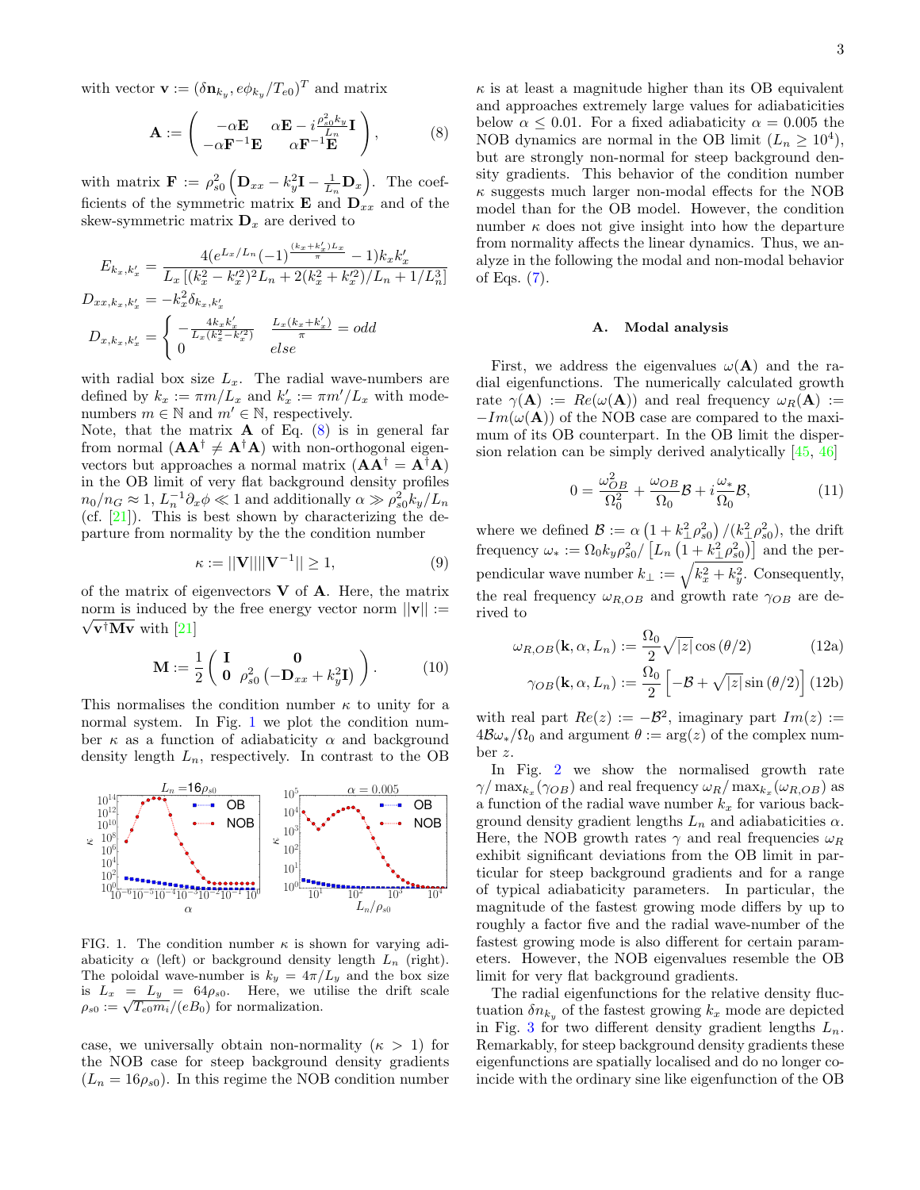with vector $\mathbf{v} := (\delta \mathbf{n}_{k_y}, e\phi_{k_y}/T_{e0})^T$ and matrix

$$\mathbf{A} := \begin{pmatrix} -\alpha \mathbf{E} & \alpha \mathbf{E} - i\frac{\rho_{s0}^2 k_y}{L_n}\mathbf{I} \\ -\alpha \mathbf{F}^{-1}\mathbf{E} & \alpha \mathbf{F}^{-1}\mathbf{E} \end{pmatrix}, \tag{8}$$

with matrix $\mathbf{F} := \rho_{s0}^2 \left( \mathbf{D}_{xx} - k_y^2 \mathbf{I} - \frac{1}{L_n}\mathbf{D}_x \right)$. The coefficients of the symmetric matrix $\mathbf{E}$ and $\mathbf{D}_{xx}$ and of the skew-symmetric matrix $\mathbf{D}_x$ are derived to

$$E_{k_x,k_x'} = \frac{4(e^{L_x/L_n}(-1)^{\frac{(k_x+k_x')L_x}{\pi}} - 1)k_x k_x'}{L_x\left[(k_x^2 - k_x'^2)^2 L_n + 2(k_x^2 + k_x'^2)/L_n + 1/L_n^3\right]}$$

$$D_{xx,k_x,k_x'} = -k_x^2 \delta_{k_x,k_x'}$$

$$D_{x,k_x,k_x'} = \begin{cases} -\frac{4k_x k_x'}{L_x(k_x^2 - k_x'^2)} & \frac{L_x(k_x+k_x')}{\pi} = odd \\ 0 & else \end{cases}$$

with radial box size $L_x$. The radial wave-numbers are defined by $k_x := \pi m/L_x$ and $k_x' := \pi m'/L_x$ with mode-numbers $m \in \mathbb{N}$ and $m' \in \mathbb{N}$, respectively.
Note, that the matrix $\mathbf{A}$ of Eq. (8) is in general far from normal ($\mathbf{A}\mathbf{A}^\dagger \neq \mathbf{A}^\dagger\mathbf{A}$) with non-orthogonal eigenvectors but approaches a normal matrix ($\mathbf{A}\mathbf{A}^\dagger = \mathbf{A}^\dagger\mathbf{A}$) in the OB limit of very flat background density profiles $n_0/n_G \approx 1$, $L_n^{-1}\partial_x \phi \ll 1$ and additionally $\alpha \gg \rho_{s0}^2 k_y/L_n$ (cf. [21]). This is best shown by characterizing the departure from normality by the the condition number

$$\kappa := ||\mathbf{V}||||\mathbf{V}^{-1}|| \geq 1, \tag{9}$$

of the matrix of eigenvectors $\mathbf{V}$ of $\mathbf{A}$. Here, the matrix norm is induced by the free energy vector norm $||\mathbf{v}|| := \sqrt{\mathbf{v}^\dagger \mathbf{M} \mathbf{v}}$ with [21]

$$\mathbf{M} := \frac{1}{2}\begin{pmatrix} \mathbf{I} & \mathbf{0} \\ \mathbf{0} & \rho_{s0}^2\left(-\mathbf{D}_{xx} + k_y^2 \mathbf{I}\right) \end{pmatrix}. \tag{10}$$

This normalises the condition number $\kappa$ to unity for a normal system. In Fig. 1 we plot the condition number $\kappa$ as a function of adiabaticity $\alpha$ and background density length $L_n$, respectively. In contrast to the OB

FIG. 1. The condition number $\kappa$ is shown for varying adiabaticity $\alpha$ (left) or background density length $L_n$ (right). The poloidal wave-number is $k_y = 4\pi/L_y$ and the box size is $L_x = L_y = 64\rho_{s0}$. Here, we utilise the drift scale $\rho_{s0} := \sqrt{T_{e0}m_i}/(eB_0)$ for normalization.

case, we universally obtain non-normality ($\kappa > 1$) for the NOB case for steep background density gradients ($L_n = 16\rho_{s0}$). In this regime the NOB condition number $\kappa$ is at least a magnitude higher than its OB equivalent and approaches extremely large values for adiabaticities below $\alpha \leq 0.01$. For a fixed adiabaticity $\alpha = 0.005$ the NOB dynamics are normal in the OB limit ($L_n \geq 10^4$), but are strongly non-normal for steep background density gradients. This behavior of the condition number $\kappa$ suggests much larger non-modal effects for the NOB model than for the OB model. However, the condition number $\kappa$ does not give insight into how the departure from normality affects the linear dynamics. Thus, we analyze in the following the modal and non-modal behavior of Eqs. (7).

### A. Modal analysis

First, we address the eigenvalues $\omega(\mathbf{A})$ and the radial eigenfunctions. The numerically calculated growth rate $\gamma(\mathbf{A}) := Re(\omega(\mathbf{A}))$ and real frequency $\omega_R(\mathbf{A}) := -Im(\omega(\mathbf{A}))$ of the NOB case are compared to the maximum of its OB counterpart. In the OB limit the dispersion relation can be simply derived analytically [45, 46]

$$0 = \frac{\omega_{OB}^2}{\Omega_0^2} + \frac{\omega_{OB}}{\Omega_0}\mathcal{B} + i\frac{\omega_*}{\Omega_0}\mathcal{B}, \tag{11}$$

where we defined $\mathcal{B} := \alpha\left(1 + k_\perp^2 \rho_{s0}^2\right)/(k_\perp^2 \rho_{s0}^2)$, the drift frequency $\omega_* := \Omega_0 k_y \rho_{s0}^2/\left[L_n\left(1 + k_\perp^2 \rho_{s0}^2\right)\right]$ and the perpendicular wave number $k_\perp := \sqrt{k_x^2 + k_y^2}$. Consequently, the real frequency $\omega_{R,OB}$ and growth rate $\gamma_{OB}$ are derived to

$$\omega_{R,OB}(\mathbf{k}, \alpha, L_n) := \frac{\Omega_0}{2}\sqrt{|z|}\cos\left(\theta/2\right) \tag{12a}$$

$$\gamma_{OB}(\mathbf{k}, \alpha, L_n) := \frac{\Omega_0}{2}\left[-\mathcal{B} + \sqrt{|z|}\sin\left(\theta/2\right)\right] \tag{12b}$$

with real part $Re(z) := -\mathcal{B}^2$, imaginary part $Im(z) := 4\mathcal{B}\omega_*/\Omega_0$ and argument $\theta := \arg(z)$ of the complex number $z$.

In Fig. 2 we show the normalised growth rate $\gamma/\max_{k_x}(\gamma_{OB})$ and real frequency $\omega_R/\max_{k_x}(\omega_{R,OB})$ as a function of the radial wave number $k_x$ for various background density gradient lengths $L_n$ and adiabaticities $\alpha$. Here, the NOB growth rates $\gamma$ and real frequencies $\omega_R$ exhibit significant deviations from the OB limit in particular for steep background gradients and for a range of typical adiabaticity parameters. In particular, the magnitude of the fastest growing mode differs by up to roughly a factor five and the radial wave-number of the fastest growing mode is also different for certain parameters. However, the NOB eigenvalues resemble the OB limit for very flat background gradients.

The radial eigenfunctions for the relative density fluctuation $\delta n_{k_y}$ of the fastest growing $k_x$ mode are depicted in Fig. 3 for two different density gradient lengths $L_n$. Remarkably, for steep background density gradients these eigenfunctions are spatially localised and do no longer coincide with the ordinary sine like eigenfunction of the OB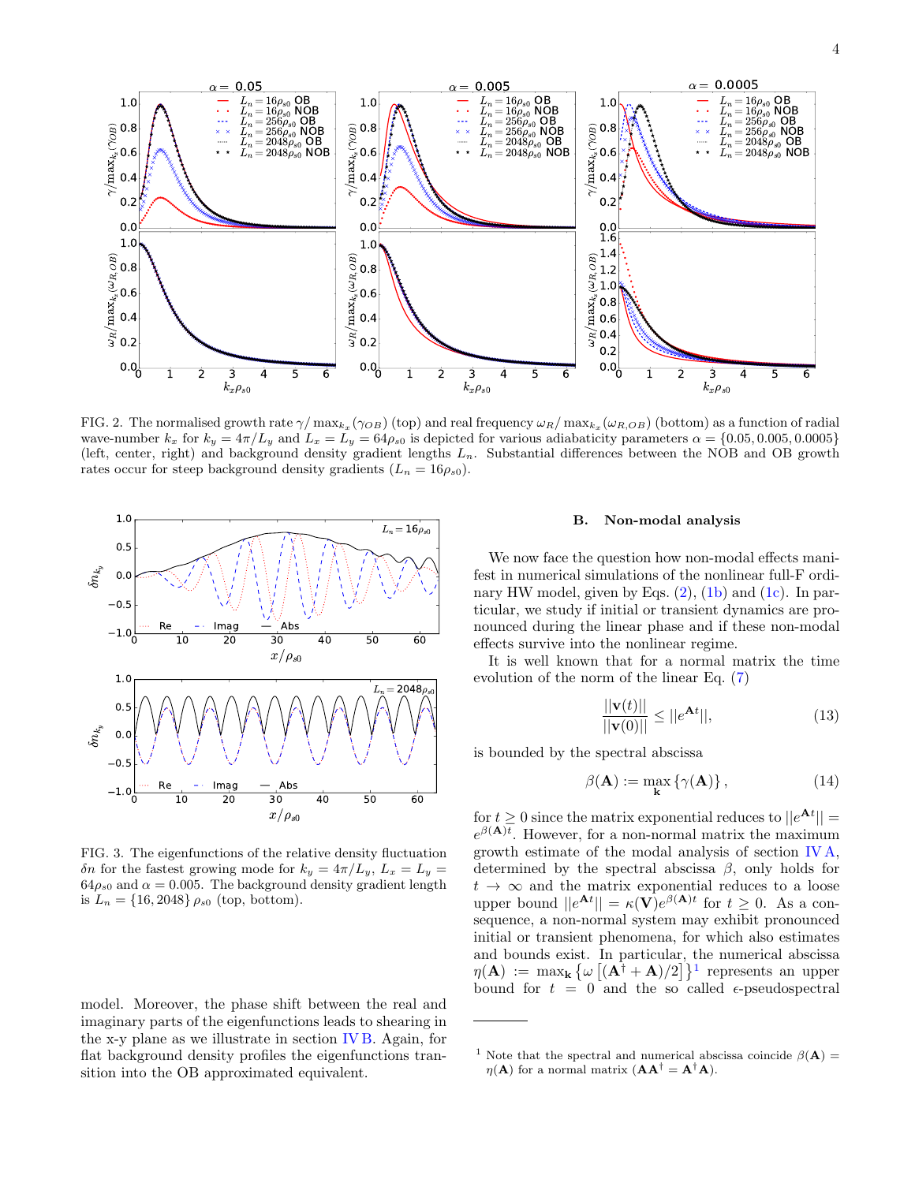FIG. 2. The normalised growth rate $\gamma/\max_{k_x}(\gamma_{OB})$ (top) and real frequency $\omega_R/\max_{k_x}(\omega_{R,OB})$ (bottom) as a function of radial wave-number $k_x$ for $k_y = 4\pi/L_y$ and $L_x = L_y = 64\rho_{s0}$ is depicted for various adiabaticity parameters $\alpha = \{0.05, 0.005, 0.0005\}$ (left, center, right) and background density gradient lengths $L_n$. Substantial differences between the NOB and OB growth rates occur for steep background density gradients ($L_n = 16\rho_{s0}$).

FIG. 3. The eigenfunctions of the relative density fluctuation $\delta n$ for the fastest growing mode for $k_y = 4\pi/L_y$, $L_x = L_y = 64\rho_{s0}$ and $\alpha = 0.005$. The background density gradient length is $L_n = \{16, 2048\}\,\rho_{s0}$ (top, bottom).

model. Moreover, the phase shift between the real and imaginary parts of the eigenfunctions leads to shearing in the x-y plane as we illustrate in section IV B. Again, for flat background density profiles the eigenfunctions transition into the OB approximated equivalent.

### B. Non-modal analysis

We now face the question how non-modal effects manifest in numerical simulations of the nonlinear full-F ordinary HW model, given by Eqs. (2), (1b) and (1c). In particular, we study if initial or transient dynamics are pronounced during the linear phase and if these non-modal effects survive into the nonlinear regime.

It is well known that for a normal matrix the time evolution of the norm of the linear Eq. (7)

$$\frac{||\mathbf{v}(t)||}{||\mathbf{v}(0)||} \leq ||e^{\mathbf{A}t}||, \tag{13}$$

is bounded by the spectral abscissa

$$\beta(\mathbf{A}) := \max_{\mathbf{k}} \{\gamma(\mathbf{A})\}, \tag{14}$$

for $t \geq 0$ since the matrix exponential reduces to $||e^{\mathbf{A}t}|| = e^{\beta(\mathbf{A})t}$. However, for a non-normal matrix the maximum growth estimate of the modal analysis of section IV A, determined by the spectral abscissa $\beta$, only holds for $t \to \infty$ and the matrix exponential reduces to a loose upper bound $||e^{\mathbf{A}t}|| = \kappa(\mathbf{V})e^{\beta(\mathbf{A})t}$ for $t \geq 0$. As a consequence, a non-normal system may exhibit pronounced initial or transient phenomena, for which also estimates and bounds exist. In particular, the numerical abscissa $\eta(\mathbf{A}) := \max_{\mathbf{k}} \left\{\omega\left[(\mathbf{A}^\dagger + \mathbf{A})/2\right]\right\}$[1] represents an upper bound for $t = 0$ and the so called $\epsilon$-pseudospectral

[1] Note that the spectral and numerical abscissa coincide $\beta(\mathbf{A}) = \eta(\mathbf{A})$ for a normal matrix ($\mathbf{A}\mathbf{A}^\dagger = \mathbf{A}^\dagger\mathbf{A}$).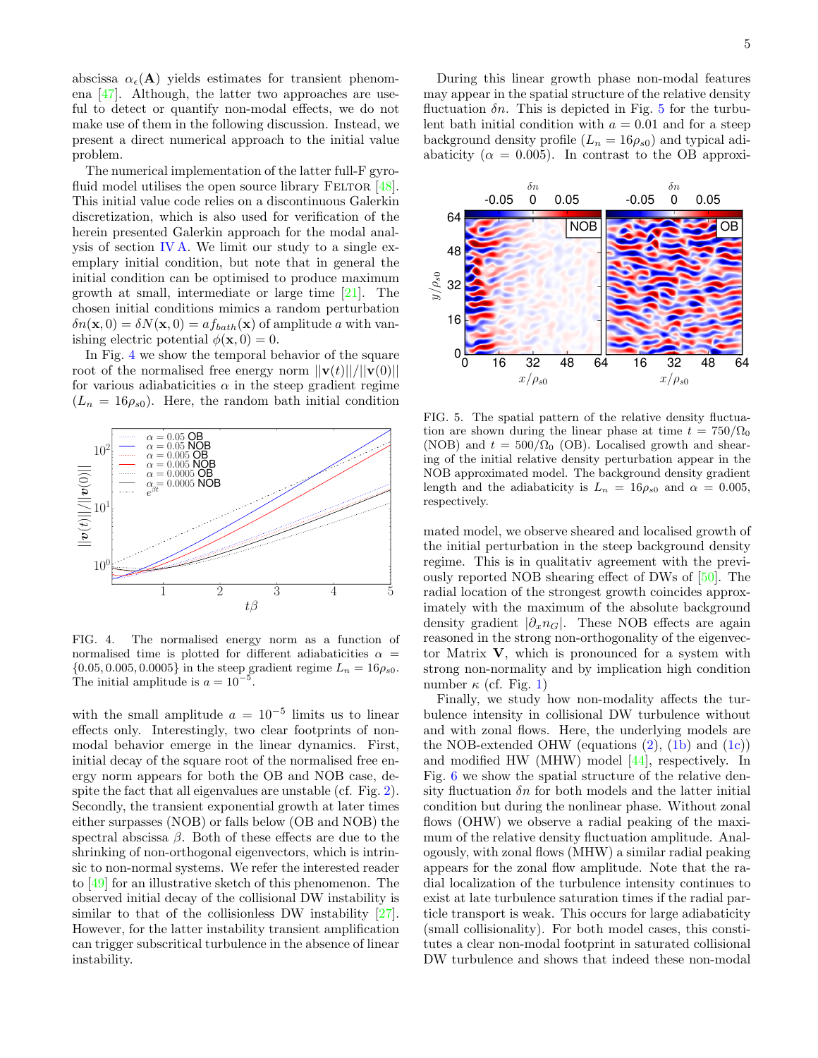abscissa $\alpha_\epsilon(\mathbf{A})$ yields estimates for transient phenomena [47]. Although, the latter two approaches are useful to detect or quantify non-modal effects, we do not make use of them in the following discussion. Instead, we present a direct numerical approach to the initial value problem.

The numerical implementation of the latter full-F gyrofluid model utilises the open source library FELTOR [48]. This initial value code relies on a discontinuous Galerkin discretization, which is also used for verification of the herein presented Galerkin approach for the modal analysis of section IV A. We limit our study to a single exemplary initial condition, but note that in general the initial condition can be optimised to produce maximum growth at small, intermediate or large time [21]. The chosen initial conditions mimics a random perturbation $\delta n(\mathbf{x}, 0) = \delta N(\mathbf{x}, 0) = a f_{bath}(\mathbf{x})$ of amplitude $a$ with vanishing electric potential $\phi(\mathbf{x}, 0) = 0$.

In Fig. 4 we show the temporal behavior of the square root of the normalised free energy norm $||\mathbf{v}(t)||/||\mathbf{v}(0)||$ for various adiabaticities $\alpha$ in the steep gradient regime ($L_n = 16\rho_{s0}$). Here, the random bath initial condition

FIG. 4. The normalised energy norm as a function of normalised time is plotted for different adiabaticities $\alpha = \{0.05, 0.005, 0.0005\}$ in the steep gradient regime $L_n = 16\rho_{s0}$. The initial amplitude is $a = 10^{-5}$.

with the small amplitude $a = 10^{-5}$ limits us to linear effects only. Interestingly, two clear footprints of non-modal behavior emerge in the linear dynamics. First, initial decay of the square root of the normalised free energy norm appears for both the OB and NOB case, despite the fact that all eigenvalues are unstable (cf. Fig. 2). Secondly, the transient exponential growth at later times either surpasses (NOB) or falls below (OB and NOB) the spectral abscissa $\beta$. Both of these effects are due to the shrinking of non-orthogonal eigenvectors, which is intrinsic to non-normal systems. We refer the interested reader to [49] for an illustrative sketch of this phenomenon. The observed initial decay of the collisional DW instability is similar to that of the collisionless DW instability [27]. However, for the latter instability transient amplification can trigger subcritical turbulence in the absence of linear instability.

During this linear growth phase non-modal features may appear in the spatial structure of the relative density fluctuation $\delta n$. This is depicted in Fig. 5 for the turbulent bath initial condition with $a = 0.01$ and for a steep background density profile ($L_n = 16\rho_{s0}$) and typical adiabaticity ($\alpha = 0.005$). In contrast to the OB approximated model, we observe sheared and localised growth of the initial perturbation in the steep background density regime. This is in qualitativ agreement with the previously reported NOB shearing effect of DWs of [50]. The radial location of the strongest growth coincides approximately with the maximum of the absolute background density gradient $|\partial_x n_G|$. These NOB effects are again reasoned in the strong non-orthogonality of the eigenvector Matrix $\mathbf{V}$, which is pronounced for a system with strong non-normality and by implication high condition number $\kappa$ (cf. Fig. 1)

FIG. 5. The spatial pattern of the relative density fluctuation are shown during the linear phase at time $t = 750/\Omega_0$ (NOB) and $t = 500/\Omega_0$ (OB). Localised growth and shearing of the initial relative density perturbation appear in the NOB approximated model. The background density gradient length and the adiabaticity is $L_n = 16\rho_{s0}$ and $\alpha = 0.005$, respectively.

Finally, we study how non-modality affects the turbulence intensity in collisional DW turbulence without and with zonal flows. Here, the underlying models are the NOB-extended OHW (equations (2), (1b) and (1c)) and modified HW (MHW) model [44], respectively. In Fig. 6 we show the spatial structure of the relative density fluctuation $\delta n$ for both models and the latter initial condition but during the nonlinear phase. Without zonal flows (OHW) we observe a radial peaking of the maximum of the relative density fluctuation amplitude. Analogously, with zonal flows (MHW) a similar radial peaking appears for the zonal flow amplitude. Note that the radial localization of the turbulence intensity continues to exist at late turbulence saturation times if the radial particle transport is weak. This occurs for large adiabaticity (small collisionality). For both model cases, this constitutes a clear non-modal footprint in saturated collisional DW turbulence and shows that indeed these non-modal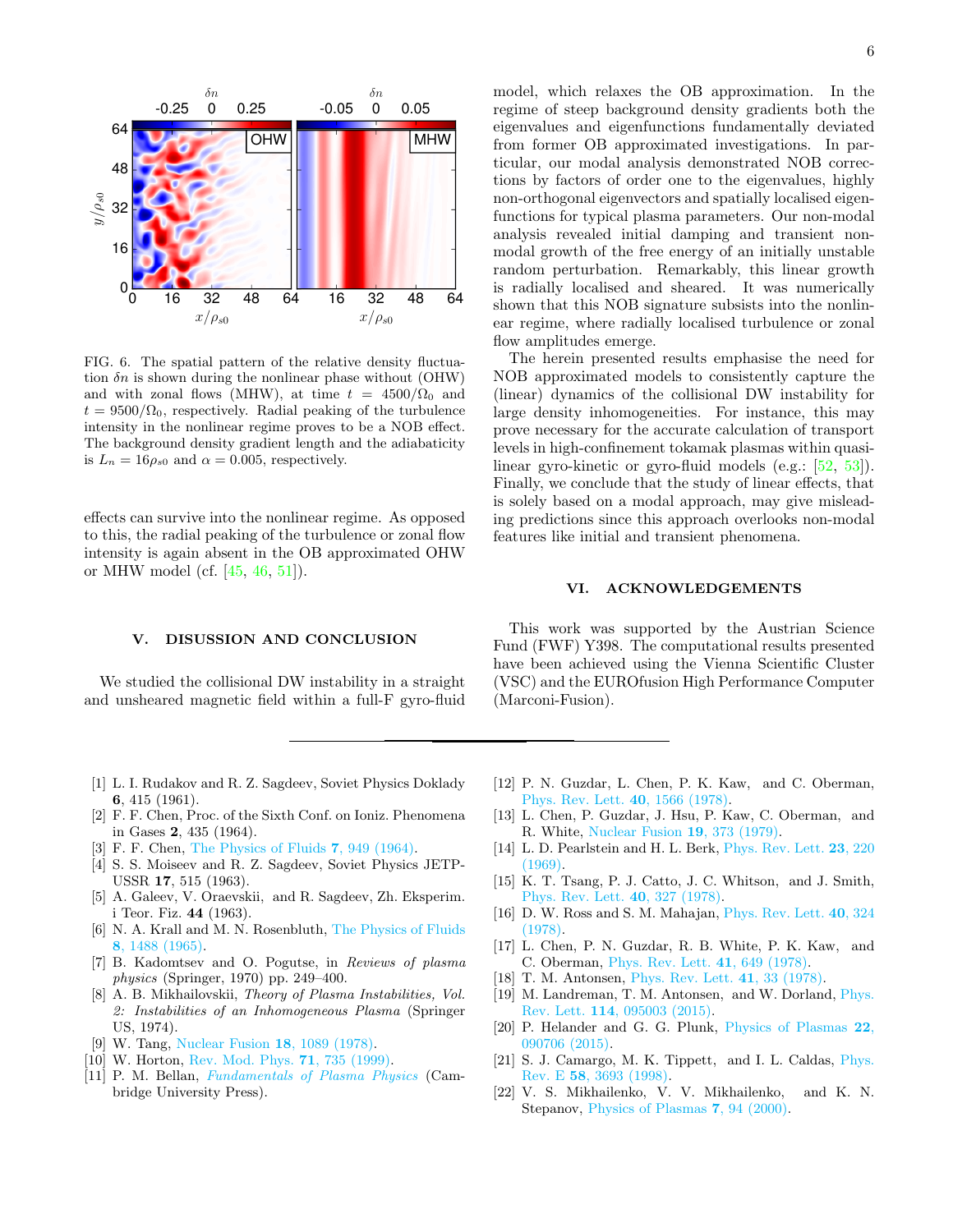FIG. 6. The spatial pattern of the relative density fluctuation $\delta n$ is shown during the nonlinear phase without (OHW) and with zonal flows (MHW), at time $t = 4500/\Omega_0$ and $t = 9500/\Omega_0$, respectively. Radial peaking of the turbulence intensity in the nonlinear regime proves to be a NOB effect. The background density gradient length and the adiabaticity is $L_n = 16\rho_{s0}$ and $\alpha = 0.005$, respectively.

effects can survive into the nonlinear regime. As opposed to this, the radial peaking of the turbulence or zonal flow intensity is again absent in the OB approximated OHW or MHW model (cf. [45, 46, 51]).

## V. DISUSSION AND CONCLUSION

We studied the collisional DW instability in a straight and unsheared magnetic field within a full-F gyro-fluid model, which relaxes the OB approximation. In the regime of steep background density gradients both the eigenvalues and eigenfunctions fundamentally deviated from former OB approximated investigations. In particular, our modal analysis demonstrated NOB corrections by factors of order one to the eigenvalues, highly non-orthogonal eigenvectors and spatially localised eigenfunctions for typical plasma parameters. Our non-modal analysis revealed initial damping and transient non-modal growth of the free energy of an initially unstable random perturbation. Remarkably, this linear growth is radially localised and sheared. It was numerically shown that this NOB signature subsists into the nonlinear regime, where radially localised turbulence or zonal flow amplitudes emerge.

The herein presented results emphasise the need for NOB approximated models to consistently capture the (linear) dynamics of the collisional DW instability for large density inhomogeneities. For instance, this may prove necessary for the accurate calculation of transport levels in high-confinement tokamak plasmas within quasi-linear gyro-kinetic or gyro-fluid models (e.g.: [52, 53]). Finally, we conclude that the study of linear effects, that is solely based on a modal approach, may give misleading predictions since this approach overlooks non-modal features like initial and transient phenomena.

## VI. ACKNOWLEDGEMENTS

This work was supported by the Austrian Science Fund (FWF) Y398. The computational results presented have been achieved using the Vienna Scientific Cluster (VSC) and the EUROfusion High Performance Computer (Marconi-Fusion).

---

[1] L. I. Rudakov and R. Z. Sagdeev, Soviet Physics Doklady **6**, 415 (1961).
[2] F. F. Chen, Proc. of the Sixth Conf. on Ioniz. Phenomena in Gases **2**, 435 (1964).
[3] F. F. Chen, The Physics of Fluids **7**, 949 (1964).
[4] S. S. Moiseev and R. Z. Sagdeev, Soviet Physics JETP-USSR **17**, 515 (1963).
[5] A. Galeev, V. Oraevskii, and R. Sagdeev, Zh. Eksperim. i Teor. Fiz. **44** (1963).
[6] N. A. Krall and M. N. Rosenbluth, The Physics of Fluids **8**, 1488 (1965).
[7] B. Kadomtsev and O. Pogutse, in *Reviews of plasma physics* (Springer, 1970) pp. 249–400.
[8] A. B. Mikhailovskii, *Theory of Plasma Instabilities, Vol. 2: Instabilities of an Inhomogeneous Plasma* (Springer US, 1974).
[9] W. Tang, Nuclear Fusion **18**, 1089 (1978).
[10] W. Horton, Rev. Mod. Phys. **71**, 735 (1999).
[11] P. M. Bellan, *Fundamentals of Plasma Physics* (Cambridge University Press).
[12] P. N. Guzdar, L. Chen, P. K. Kaw, and C. Oberman, Phys. Rev. Lett. **40**, 1566 (1978).
[13] L. Chen, P. Guzdar, J. Hsu, P. Kaw, C. Oberman, and R. White, Nuclear Fusion **19**, 373 (1979).
[14] L. D. Pearlstein and H. L. Berk, Phys. Rev. Lett. **23**, 220 (1969).
[15] K. T. Tsang, P. J. Catto, J. C. Whitson, and J. Smith, Phys. Rev. Lett. **40**, 327 (1978).
[16] D. W. Ross and S. M. Mahajan, Phys. Rev. Lett. **40**, 324 (1978).
[17] L. Chen, P. N. Guzdar, R. B. White, P. K. Kaw, and C. Oberman, Phys. Rev. Lett. **41**, 649 (1978).
[18] T. M. Antonsen, Phys. Rev. Lett. **41**, 33 (1978).
[19] M. Landreman, T. M. Antonsen, and W. Dorland, Phys. Rev. Lett. **114**, 095003 (2015).
[20] P. Helander and G. G. Plunk, Physics of Plasmas **22**, 090706 (2015).
[21] S. J. Camargo, M. K. Tippett, and I. L. Caldas, Phys. Rev. E **58**, 3693 (1998).
[22] V. S. Mikhailenko, V. V. Mikhailenko, and K. N. Stepanov, Physics of Plasmas **7**, 94 (2000).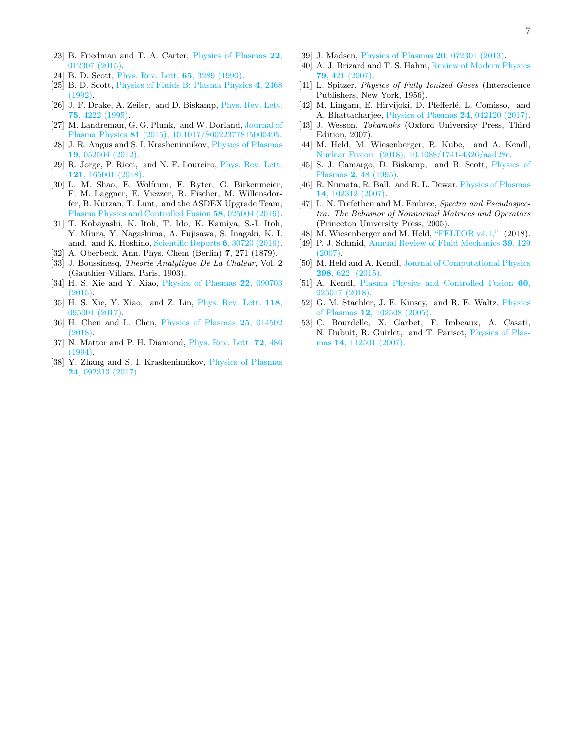[23] B. Friedman and T. A. Carter, Physics of Plasmas **22**, 012307 (2015).

[24] B. D. Scott, Phys. Rev. Lett. **65**, 3289 (1990).

[25] B. D. Scott, Physics of Fluids B: Plasma Physics **4**, 2468 (1992).

[26] J. F. Drake, A. Zeiler, and D. Biskamp, Phys. Rev. Lett. **75**, 4222 (1995).

[27] M. Landreman, G. G. Plunk, and W. Dorland, Journal of Plasma Physics **81** (2015), 10.1017/S0022377815000495.

[28] J. R. Angus and S. I. Krasheninnikov, Physics of Plasmas **19**, 052504 (2012).

[29] R. Jorge, P. Ricci, and N. F. Loureiro, Phys. Rev. Lett. **121**, 165001 (2018).

[30] L. M. Shao, E. Wolfrum, F. Ryter, G. Birkenmeier, F. M. Laggner, E. Viezzer, R. Fischer, M. Willensdorfer, B. Kurzan, T. Lunt, and the ASDEX Upgrade Team, Plasma Physics and Controlled Fusion **58**, 025004 (2016).

[31] T. Kobayashi, K. Itoh, T. Ido, K. Kamiya, S.-I. Itoh, Y. Miura, Y. Nagashima, A. Fujisawa, S. Inagaki, K. I. amd, and K. Hoshino, Scientific Reports **6**, 30720 (2016).

[32] A. Oberbeck, Ann. Phys. Chem (Berlin) **7**, 271 (1879).

[33] J. Boussinesq, *Theorie Analytique De La Chaleur*, Vol. 2 (Gauthier-Villars, Paris, 1903).

[34] H. S. Xie and Y. Xiao, Physics of Plasmas **22**, 090703 (2015).

[35] H. S. Xie, Y. Xiao, and Z. Lin, Phys. Rev. Lett. **118**, 095001 (2017).

[36] H. Chen and L. Chen, Physics of Plasmas **25**, 014502 (2018).

[37] N. Mattor and P. H. Diamond, Phys. Rev. Lett. **72**, 486 (1994).

[38] Y. Zhang and S. I. Krasheninnikov, Physics of Plasmas **24**, 092313 (2017).

[39] J. Madsen, Physics of Plasmas **20**, 072301 (2013).

[40] A. J. Brizard and T. S. Hahm, Review of Modern Physics **79**, 421 (2007).

[41] L. Spitzer, *Physics of Fully Ionized Gases* (Interscience Publishers, New York, 1956).

[42] M. Lingam, E. Hirvijoki, D. Pfefferlé, L. Comisso, and A. Bhattacharjee, Physics of Plasmas **24**, 042120 (2017).

[43] J. Wesson, *Tokamaks* (Oxford University Press, Third Edition, 2007).

[44] M. Held, M. Wiesenberger, R. Kube, and A. Kendl, Nuclear Fusion (2018), 10.1088/1741-4326/aad28e.

[45] S. J. Camargo, D. Biskamp, and B. Scott, Physics of Plasmas **2**, 48 (1995).

[46] R. Numata, R. Ball, and R. L. Dewar, Physics of Plasmas **14**, 102312 (2007).

[47] L. N. Trefethen and M. Embree, *Spectra and Pseudospectra: The Behavior of Nonnormal Matrices and Operators* (Princeton University Press, 2005).

[48] M. Wiesenberger and M. Held, "FELTOR v4.1," (2018).

[49] P. J. Schmid, Annual Review of Fluid Mechanics **39**, 129 (2007).

[50] M. Held and A. Kendl, Journal of Computational Physics **298**, 622 (2015).

[51] A. Kendl, Plasma Physics and Controlled Fusion **60**, 025017 (2018).

[52] G. M. Staebler, J. E. Kinsey, and R. E. Waltz, Physics of Plasmas **12**, 102508 (2005).

[53] C. Bourdelle, X. Garbet, F. Imbeaux, A. Casati, N. Dubuit, R. Guirlet, and T. Parisot, Physics of Plasmas **14**, 112501 (2007).